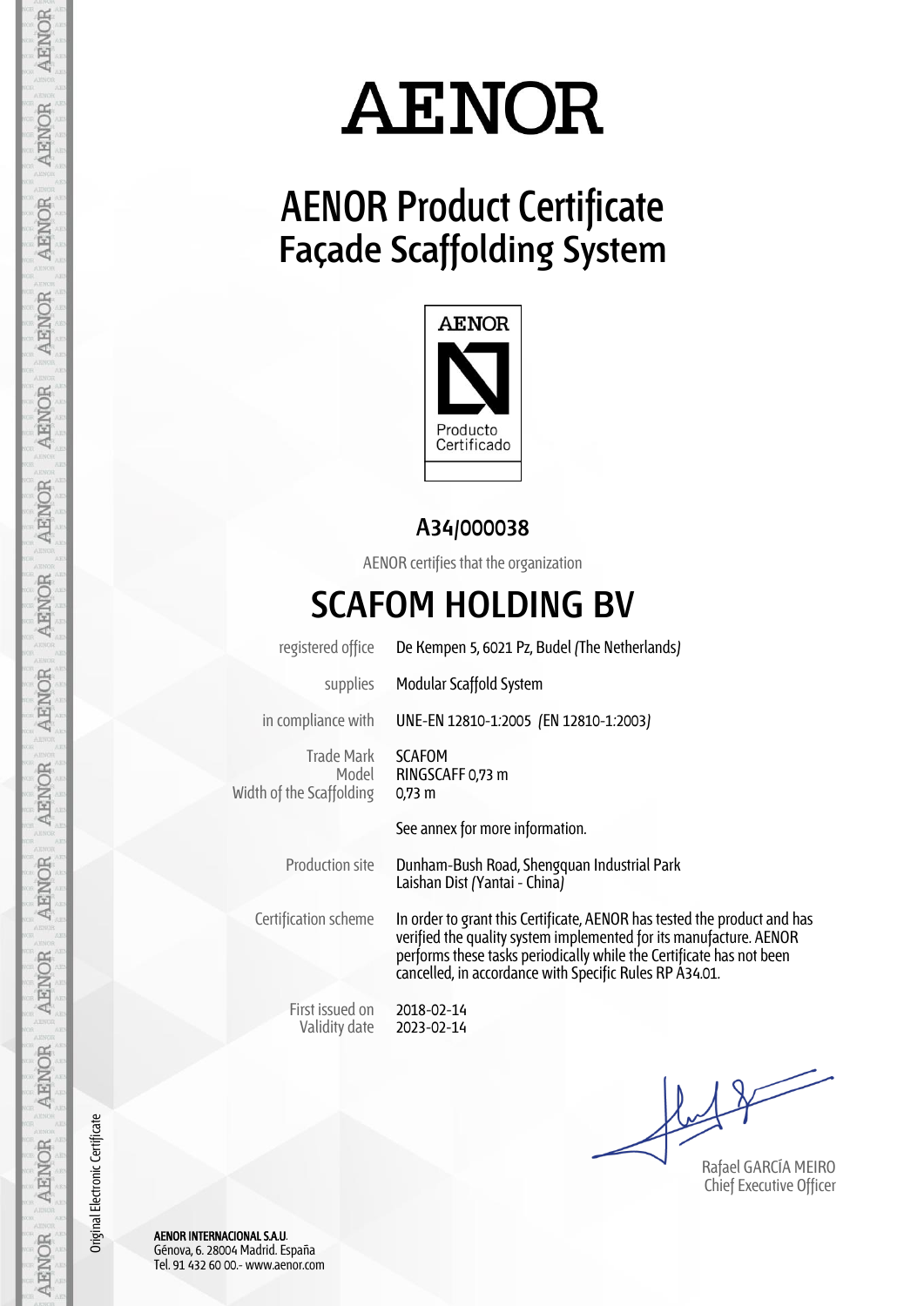# AENOR

## AENOR Product Certificate
## Façade Scaffolding System

AENOR

Producto Certificado

### A34/000038

AENOR certifies that the organization

## SCAFOM HOLDING BV

| | |
|---|---|
| registered office | De Kempen 5, 6021 Pz, Budel (The Netherlands) |
| supplies | Modular Scaffold System |
| in compliance with | UNE-EN 12810-1:2005 (EN 12810-1:2003) |
| Trade Mark | SCAFOM |
| Model | RINGSCAFF 0,73 m |
| Width of the Scaffolding | 0,73 m |
| | See annex for more information. |
| Production site | Dunham-Bush Road, Shengquan Industrial Park<br>Laishan Dist (Yantai - China) |
| Certification scheme | In order to grant this Certificate, AENOR has tested the product and has verified the quality system implemented for its manufacture. AENOR performs these tasks periodically while the Certificate has not been cancelled, in accordance with Specific Rules RP A34.01. |
| First issued on | 2018-02-14 |
| Validity date | 2023-02-14 |

Rafael GARCÍA MEIRO
Chief Executive Officer

Original Electronic Certificate

**AENOR INTERNACIONAL S.A.U.**
Génova, 6. 28004 Madrid. España
Tel. 91 432 60 00.- www.aenor.com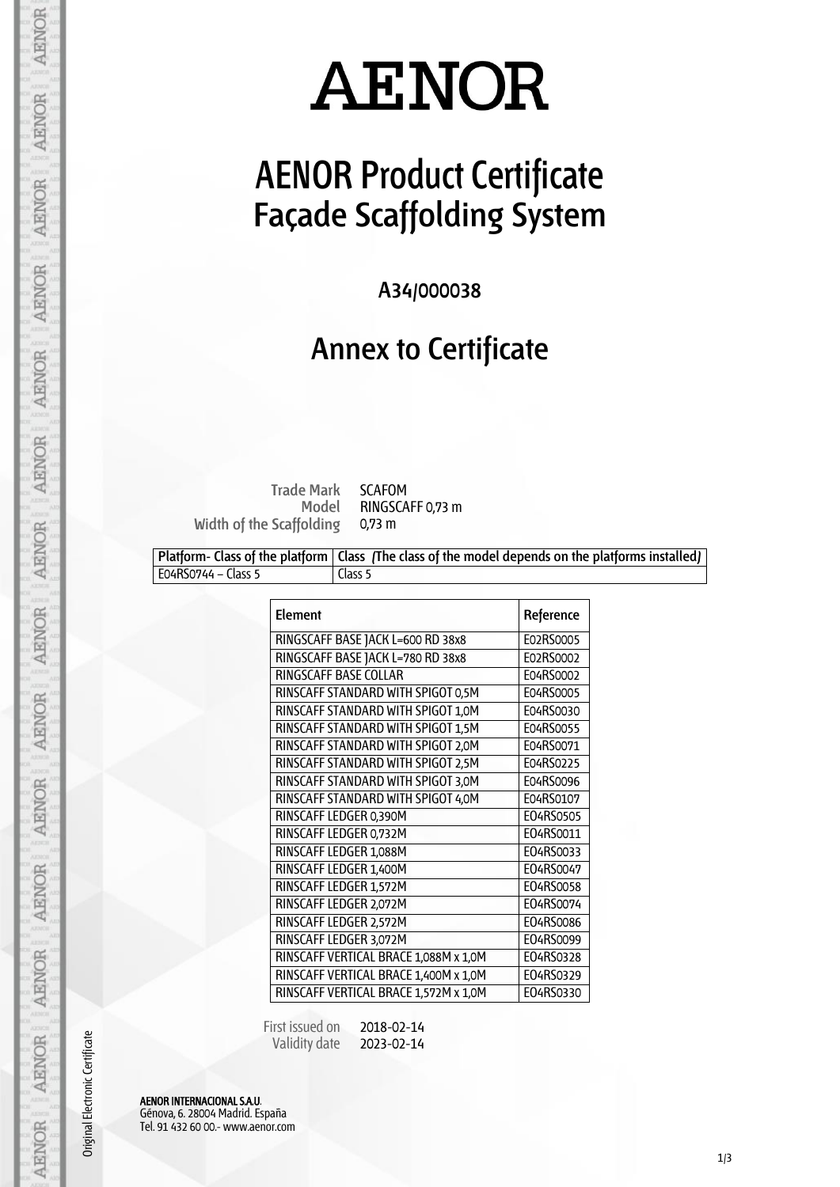# AENOR

# AENOR Product Certificate
## Façade Scaffolding System

A34/000038

## Annex to Certificate

Trade Mark SCAFOM
Model RINGSCAFF 0,73 m
Width of the Scaffolding 0,73 m

| Platform- Class of the platform | Class (The class of the model depends on the platforms installed) |
|---|---|
| E04RS0744 – Class 5 | Class 5 |

| Element | Reference |
|---|---|
| RINGSCAFF BASE JACK L=600 RD 38x8 | E02RS0005 |
| RINGSCAFF BASE JACK L=780 RD 38x8 | E02RS0002 |
| RINGSCAFF BASE COLLAR | E04RS0002 |
| RINSCAFF STANDARD WITH SPIGOT 0,5M | E04RS0005 |
| RINSCAFF STANDARD WITH SPIGOT 1,0M | E04RS0030 |
| RINSCAFF STANDARD WITH SPIGOT 1,5M | E04RS0055 |
| RINSCAFF STANDARD WITH SPIGOT 2,0M | E04RS0071 |
| RINSCAFF STANDARD WITH SPIGOT 2,5M | E04RS0225 |
| RINSCAFF STANDARD WITH SPIGOT 3,0M | E04RS0096 |
| RINSCAFF STANDARD WITH SPIGOT 4,0M | E04RS0107 |
| RINSCAFF LEDGER 0,390M | E04RS0505 |
| RINSCAFF LEDGER 0,732M | E04RS0011 |
| RINSCAFF LEDGER 1,088M | E04RS0033 |
| RINSCAFF LEDGER 1,400M | E04RS0047 |
| RINSCAFF LEDGER 1,572M | E04RS0058 |
| RINSCAFF LEDGER 2,072M | E04RS0074 |
| RINSCAFF LEDGER 2,572M | E04RS0086 |
| RINSCAFF LEDGER 3,072M | E04RS0099 |
| RINSCAFF VERTICAL BRACE 1,088M x 1,0M | E04RS0328 |
| RINSCAFF VERTICAL BRACE 1,400M x 1,0M | E04RS0329 |
| RINSCAFF VERTICAL BRACE 1,572M x 1,0M | E04RS0330 |

First issued on 2018-02-14
Validity date 2023-02-14

**AENOR INTERNACIONAL S.A.U.**
Génova, 6. 28004 Madrid. España
Tel. 91 432 60 00.- www.aenor.com

Original Electronic Certificate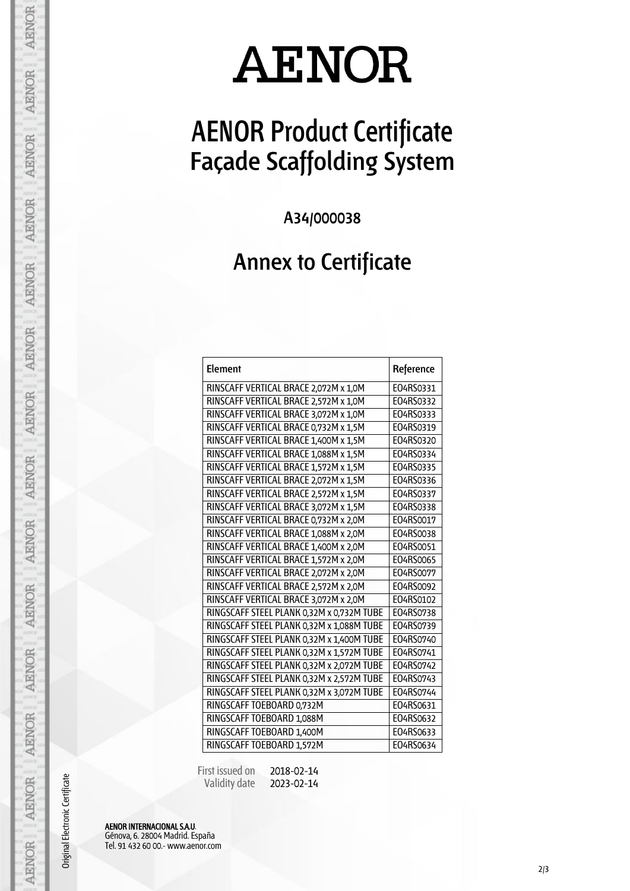# AENOR

# AENOR Product Certificate
## Façade Scaffolding System

A34/000038

## Annex to Certificate

| Element | Reference |
|---|---|
| RINSCAFF VERTICAL BRACE 2,072M x 1,0M | E04RS0331 |
| RINSCAFF VERTICAL BRACE 2,572M x 1,0M | E04RS0332 |
| RINSCAFF VERTICAL BRACE 3,072M x 1,0M | E04RS0333 |
| RINSCAFF VERTICAL BRACE 0,732M x 1,5M | E04RS0319 |
| RINSCAFF VERTICAL BRACE 1,400M x 1,5M | E04RS0320 |
| RINSCAFF VERTICAL BRACE 1,088M x 1,5M | E04RS0334 |
| RINSCAFF VERTICAL BRACE 1,572M x 1,5M | E04RS0335 |
| RINSCAFF VERTICAL BRACE 2,072M x 1,5M | E04RS0336 |
| RINSCAFF VERTICAL BRACE 2,572M x 1,5M | E04RS0337 |
| RINSCAFF VERTICAL BRACE 3,072M x 1,5M | E04RS0338 |
| RINSCAFF VERTICAL BRACE 0,732M x 2,0M | E04RS0017 |
| RINSCAFF VERTICAL BRACE 1,088M x 2,0M | E04RS0038 |
| RINSCAFF VERTICAL BRACE 1,400M x 2,0M | E04RS0051 |
| RINSCAFF VERTICAL BRACE 1,572M x 2,0M | E04RS0065 |
| RINSCAFF VERTICAL BRACE 2,072M x 2,0M | E04RS0077 |
| RINSCAFF VERTICAL BRACE 2,572M x 2,0M | E04RS0092 |
| RINSCAFF VERTICAL BRACE 3,072M x 2,0M | E04RS0102 |
| RINGSCAFF STEEL PLANK 0,32M x 0,732M TUBE | E04RS0738 |
| RINGSCAFF STEEL PLANK 0,32M x 1,088M TUBE | E04RS0739 |
| RINGSCAFF STEEL PLANK 0,32M x 1,400M TUBE | E04RS0740 |
| RINGSCAFF STEEL PLANK 0,32M x 1,572M TUBE | E04RS0741 |
| RINGSCAFF STEEL PLANK 0,32M x 2,072M TUBE | E04RS0742 |
| RINGSCAFF STEEL PLANK 0,32M x 2,572M TUBE | E04RS0743 |
| RINGSCAFF STEEL PLANK 0,32M x 3,072M TUBE | E04RS0744 |
| RINGSCAFF TOEBOARD 0,732M | E04RS0631 |
| RINGSCAFF TOEBOARD 1,088M | E04RS0632 |
| RINGSCAFF TOEBOARD 1,400M | E04RS0633 |
| RINGSCAFF TOEBOARD 1,572M | E04RS0634 |

First issued on 2018-02-14
Validity date 2023-02-14

Original Electronic Certificate

**AENOR INTERNACIONAL S.A.U.**
Génova, 6. 28004 Madrid. España
Tel. 91 432 60 00.- www.aenor.com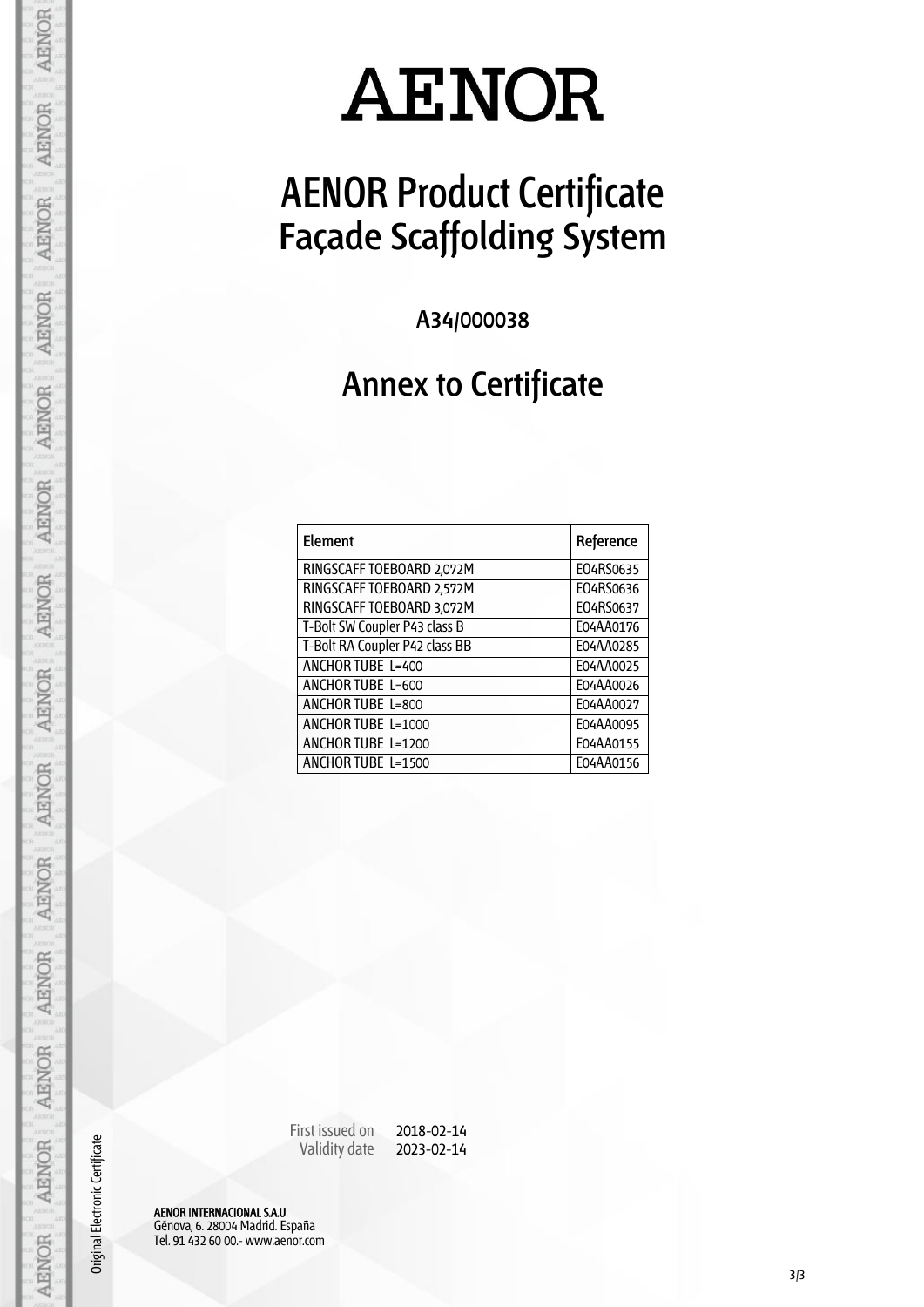# AENOR

# AENOR Product Certificate
## Façade Scaffolding System

A34/000038

## Annex to Certificate

| Element | Reference |
|---|---|
| RINGSCAFF TOEBOARD 2,072M | E04RS0635 |
| RINGSCAFF TOEBOARD 2,572M | E04RS0636 |
| RINGSCAFF TOEBOARD 3,072M | E04RS0637 |
| T-Bolt SW Coupler P43 class B | E04AA0176 |
| T-Bolt RA Coupler P42 class BB | E04AA0285 |
| ANCHOR TUBE L=400 | E04AA0025 |
| ANCHOR TUBE L=600 | E04AA0026 |
| ANCHOR TUBE L=800 | E04AA0027 |
| ANCHOR TUBE L=1000 | E04AA0095 |
| ANCHOR TUBE L=1200 | E04AA0155 |
| ANCHOR TUBE L=1500 | E04AA0156 |

First issued on 2018-02-14
Validity date 2023-02-14

Original Electronic Certificate

**AENOR INTERNACIONAL S.A.U.**
Génova, 6. 28004 Madrid. España
Tel. 91 432 60 00.- www.aenor.com